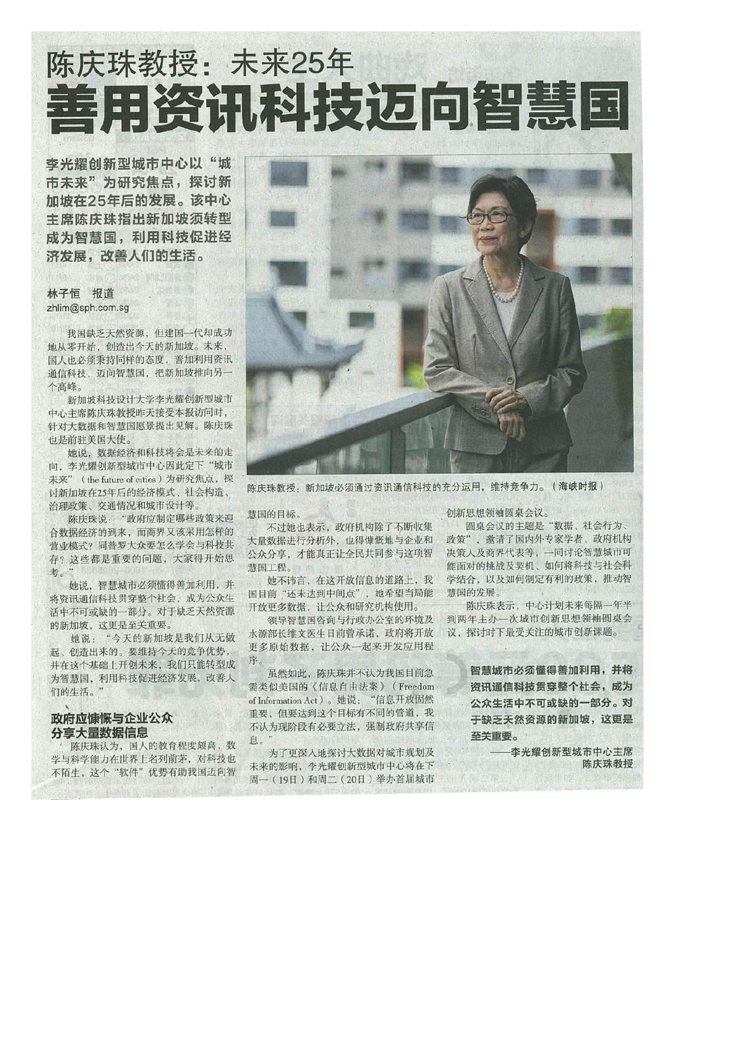# 陈庆珠教授：未来25年

# 善用资讯科技迈向智慧国

**李光耀创新型城市中心以"城市未来"为研究焦点，探讨新加坡在25年后的发展。该中心主席陈庆珠指出新加坡须转型成为智慧国，利用科技促进经济发展，改善人们的生活。**

林子恒　报道
zhlim@sph.com.sg

我国缺乏天然资源，但建国一代却成功地从零开始，创造出今天的新加坡。未来，国人也必须秉持同样的态度，善加利用资讯通信科技，迈向智慧国，把新加坡推向另一个高峰。

新加坡科技设计大学李光耀创新型城市中心主席陈庆珠教授昨天接受本报访问时，针对大数据和智慧国愿景提出见解。陈庆珠也是前驻美国大使。

她说，数据经济和科技将会是未来的走向，李光耀创新型城市中心因此定下"城市未来"（the future of cities）为研究焦点，探讨新加坡在25年后的经济模式、社会构造、治理政策、交通情况和城市设计等。

陈庆珠说："政府应制定哪些政策来迎合数据经济的到来，而商界又该采用怎样的营业模式？同普罗大众要怎么学会与科技共存？这些都是重要的问题，大家得开始思考。"

她说，智慧城市必须懂得善加利用，并将资讯通信科技贯穿整个社会，成为公众生活中不可或缺的一部分。对于缺乏天然资源的新加坡，这更是至关重要。

她说："今天的新加坡是我们从无做起、创造出来的。要维持今天的竞争优势，并在这个基础上开创未来，我们只能转型成为智慧国，利用科技促进经济发展，改善人们的生活。"

陈庆珠教授：新加坡必须通过资讯通信科技的充分运用，维持竞争力。（海峡时报）

## 政府应慷慨与企业公众分享大量数据信息

陈庆珠认为，国人的教育程度颇高，数学与科学能力在世界上名列前茅，对科技也不陌生，这个"软件"优势有助我国迈向智慧国的目标。

不过她也表示，政府机构除了不断收集大量数据进行分析外，也得慷慨地与企业和公众分享，才能真正让全民共同参与这项智慧国工程。

她不讳言，在这开放信息的道路上，我国目前"还未达到中间点"，她希望当局能开放更多数据，让公众和研究机构使用。

领导智慧国咨询与行政办公室的环境及水源部长维文医生日前曾承诺，政府将开放更多原始数据，让公众一起来开发应用程序。

虽然如此，陈庆珠并不认为我国目前急需类似美国的《信息自由法案》（Freedom of Information Act）。她说："信息开放固然重要，但要达到这个目标有不同的管道，我不认为现阶段有必要立法，强制政府共享信息。"

为了更深入地探讨大数据对城市规划及未来的影响，李光耀创新型城市中心将在下周一（19日）和周二（20日）举办首届城市创新思想领袖圆桌会议。

圆桌会议的主题是"数据、社会行为、政策"，邀请了国内外专家学者、政府机构决策人及商界代表等，一同讨论智慧城市可能面对的挑战及契机、如何将科技与社会科学结合，以及如何制定有利的政策，推动智慧国的发展。

陈庆珠表示，中心计划未来每隔一年半到两年主办一次城市创新思想领袖圆桌会议，探讨时下最受关注的城市创新课题。

**智慧城市必须懂得善加利用，并将资讯通信科技贯穿整个社会，成为公众生活中不可或缺的一部分。对于缺乏天然资源的新加坡，这更是至关重要。**

——李光耀创新型城市中心主席
陈庆珠教授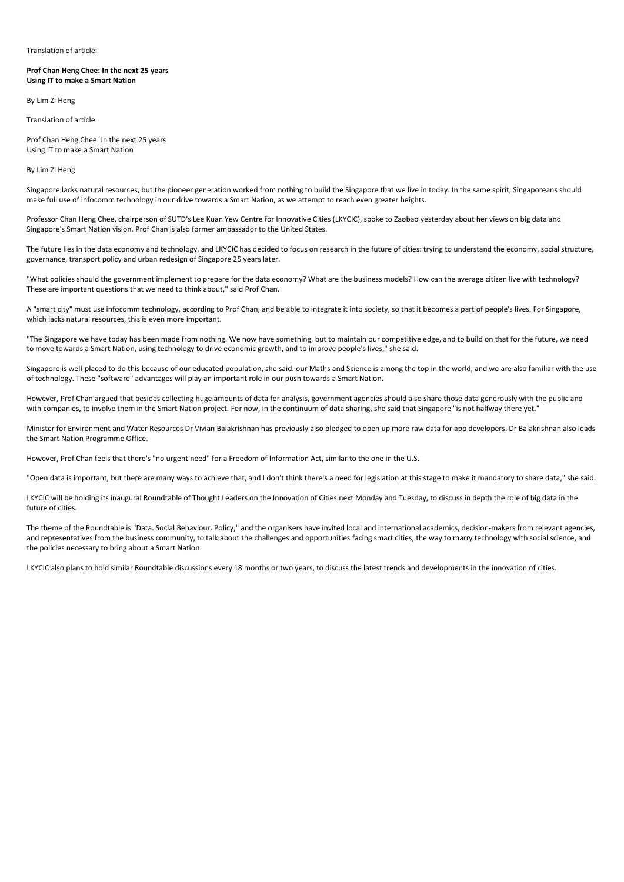Translation of article:

**Prof Chan Heng Chee: In the next 25 years**
**Using IT to make a Smart Nation**

By Lim Zi Heng

Translation of article:

Prof Chan Heng Chee: In the next 25 years
Using IT to make a Smart Nation

By Lim Zi Heng

Singapore lacks natural resources, but the pioneer generation worked from nothing to build the Singapore that we live in today. In the same spirit, Singaporeans should make full use of infocomm technology in our drive towards a Smart Nation, as we attempt to reach even greater heights.

Professor Chan Heng Chee, chairperson of SUTD's Lee Kuan Yew Centre for Innovative Cities (LKYCIC), spoke to Zaobao yesterday about her views on big data and Singapore's Smart Nation vision. Prof Chan is also former ambassador to the United States.

The future lies in the data economy and technology, and LKYCIC has decided to focus on research in the future of cities: trying to understand the economy, social structure, governance, transport policy and urban redesign of Singapore 25 years later.

"What policies should the government implement to prepare for the data economy? What are the business models? How can the average citizen live with technology? These are important questions that we need to think about," said Prof Chan.

A "smart city" must use infocomm technology, according to Prof Chan, and be able to integrate it into society, so that it becomes a part of people's lives. For Singapore, which lacks natural resources, this is even more important.

"The Singapore we have today has been made from nothing. We now have something, but to maintain our competitive edge, and to build on that for the future, we need to move towards a Smart Nation, using technology to drive economic growth, and to improve people's lives," she said.

Singapore is well-placed to do this because of our educated population, she said: our Maths and Science is among the top in the world, and we are also familiar with the use of technology. These "software" advantages will play an important role in our push towards a Smart Nation.

However, Prof Chan argued that besides collecting huge amounts of data for analysis, government agencies should also share those data generously with the public and with companies, to involve them in the Smart Nation project. For now, in the continuum of data sharing, she said that Singapore "is not halfway there yet."

Minister for Environment and Water Resources Dr Vivian Balakrishnan has previously also pledged to open up more raw data for app developers. Dr Balakrishnan also leads the Smart Nation Programme Office.

However, Prof Chan feels that there's "no urgent need" for a Freedom of Information Act, similar to the one in the U.S.

"Open data is important, but there are many ways to achieve that, and I don't think there's a need for legislation at this stage to make it mandatory to share data," she said.

LKYCIC will be holding its inaugural Roundtable of Thought Leaders on the Innovation of Cities next Monday and Tuesday, to discuss in depth the role of big data in the future of cities.

The theme of the Roundtable is "Data. Social Behaviour. Policy," and the organisers have invited local and international academics, decision-makers from relevant agencies, and representatives from the business community, to talk about the challenges and opportunities facing smart cities, the way to marry technology with social science, and the policies necessary to bring about a Smart Nation.

LKYCIC also plans to hold similar Roundtable discussions every 18 months or two years, to discuss the latest trends and developments in the innovation of cities.